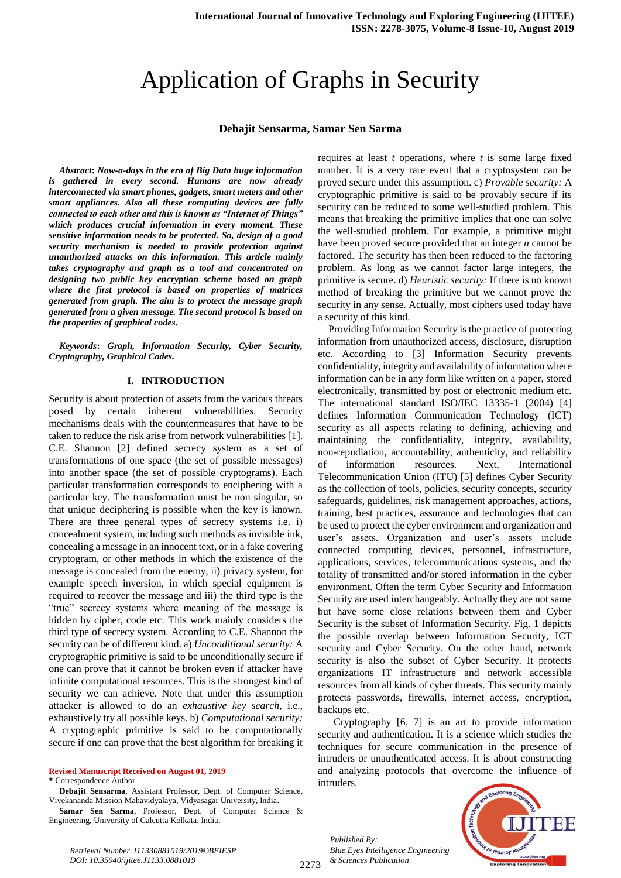# Application of Graphs in Security

**Debajit Sensarma, Samar Sen Sarma**

***Abstract*: *Now-a-days in the era of Big Data huge information is gathered in every second. Humans are now already interconnected via smart phones, gadgets, smart meters and other smart appliances. Also all these computing devices are fully connected to each other and this is known as "Internet of Things" which produces crucial information in every moment. These sensitive information needs to be protected. So, design of a good security mechanism is needed to provide protection against unauthorized attacks on this information. This article mainly takes cryptography and graph as a tool and concentrated on designing two public key encryption scheme based on graph where the first protocol is based on properties of matrices generated from graph. The aim is to protect the message graph generated from a given message. The second protocol is based on the properties of graphical codes.***

***Keywords*: *Graph, Information Security, Cyber Security, Cryptography, Graphical Codes.***

## I. INTRODUCTION

Security is about protection of assets from the various threats posed by certain inherent vulnerabilities. Security mechanisms deals with the countermeasures that have to be taken to reduce the risk arise from network vulnerabilities [1]. C.E. Shannon [2] defined secrecy system as a set of transformations of one space (the set of possible messages) into another space (the set of possible cryptograms). Each particular transformation corresponds to enciphering with a particular key. The transformation must be non singular, so that unique deciphering is possible when the key is known. There are three general types of secrecy systems i.e. i) concealment system, including such methods as invisible ink, concealing a message in an innocent text, or in a fake covering cryptogram, or other methods in which the existence of the message is concealed from the enemy, ii) privacy system, for example speech inversion, in which special equipment is required to recover the message and iii) the third type is the "true" secrecy systems where meaning of the message is hidden by cipher, code etc. This work mainly considers the third type of secrecy system. According to C.E. Shannon the security can be of different kind. a) *Unconditional security:* A cryptographic primitive is said to be unconditionally secure if one can prove that it cannot be broken even if attacker have infinite computational resources. This is the strongest kind of security we can achieve. Note that under this assumption attacker is allowed to do an *exhaustive key search*, i.e., exhaustively try all possible keys. b) *Computational security:* A cryptographic primitive is said to be computationally secure if one can prove that the best algorithm for breaking it requires at least *t* operations, where *t* is some large fixed number. It is a very rare event that a cryptosystem can be proved secure under this assumption. c) *Provable security:* A cryptographic primitive is said to be provably secure if its security can be reduced to some well-studied problem. This means that breaking the primitive implies that one can solve the well-studied problem. For example, a primitive might have been proved secure provided that an integer *n* cannot be factored. The security has then been reduced to the factoring problem. As long as we cannot factor large integers, the primitive is secure. d) *Heuristic security:* If there is no known method of breaking the primitive but we cannot prove the security in any sense. Actually, most ciphers used today have a security of this kind.

Providing Information Security is the practice of protecting information from unauthorized access, disclosure, disruption etc. According to [3] Information Security prevents confidentiality, integrity and availability of information where information can be in any form like written on a paper, stored electronically, transmitted by post or electronic medium etc. The international standard ISO/IEC 13335-1 (2004) [4] defines Information Communication Technology (ICT) security as all aspects relating to defining, achieving and maintaining the confidentiality, integrity, availability, non-repudiation, accountability, authenticity, and reliability of information resources. Next, International Telecommunication Union (ITU) [5] defines Cyber Security as the collection of tools, policies, security concepts, security safeguards, guidelines, risk management approaches, actions, training, best practices, assurance and technologies that can be used to protect the cyber environment and organization and user's assets. Organization and user's assets include connected computing devices, personnel, infrastructure, applications, services, telecommunications systems, and the totality of transmitted and/or stored information in the cyber environment. Often the term Cyber Security and Information Security are used interchangeably. Actually they are not same but have some close relations between them and Cyber Security is the subset of Information Security. Fig. 1 depicts the possible overlap between Information Security, ICT security and Cyber Security. On the other hand, network security is also the subset of Cyber Security. It protects organizations IT infrastructure and network accessible resources from all kinds of cyber threats. This security mainly protects passwords, firewalls, internet access, encryption, backups etc.

Cryptography [6, 7] is an art to provide information security and authentication. It is a science which studies the techniques for secure communication in the presence of intruders or unauthenticated access. It is about constructing and analyzing protocols that overcome the influence of intruders.

**Revised Manuscript Received on August 01, 2019**

**\*** Correspondence Author

**Debajit Sensarma**, Assistant Professor, Dept. of Computer Science, Vivekananda Mission Mahavidyalaya, Vidyasagar University, India.

**Samar Sen Sarma**, Professor, Dept. of Computer Science & Engineering, University of Calcutta Kolkata, India.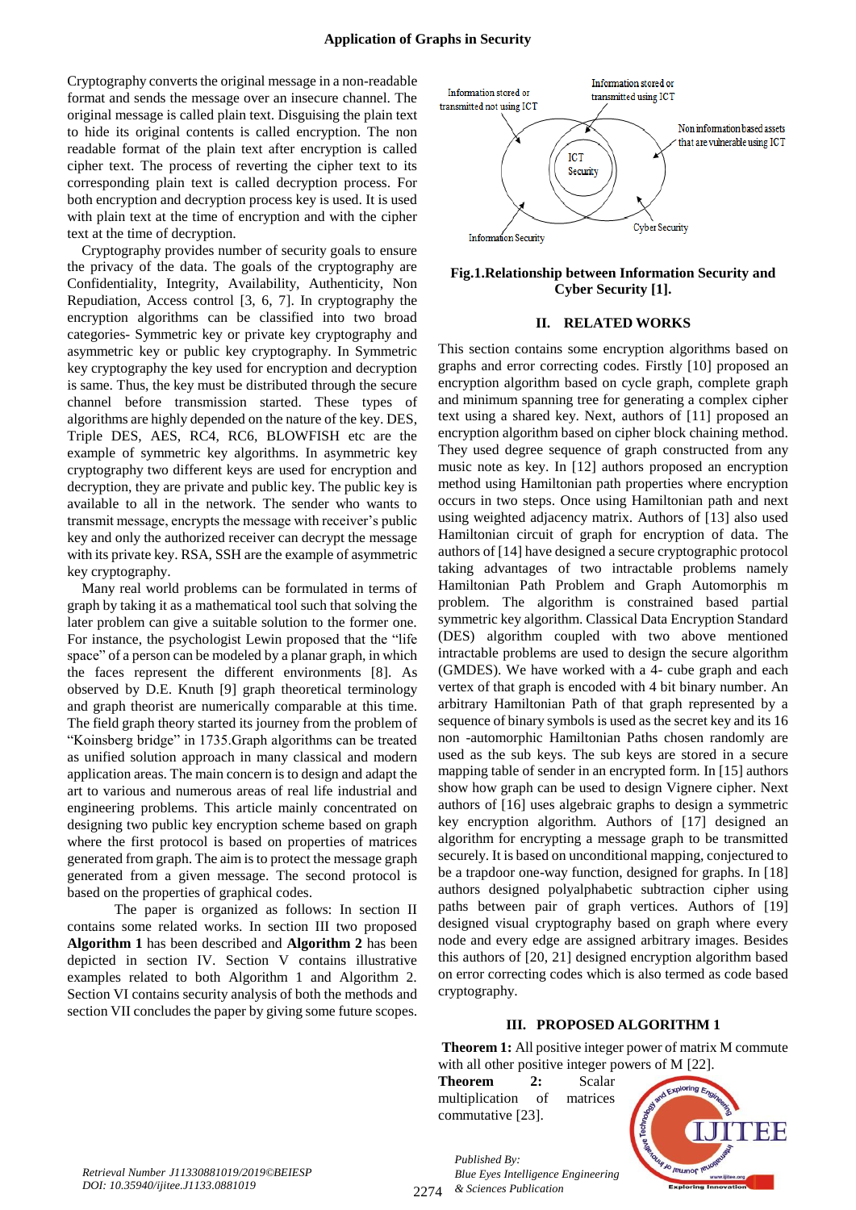Cryptography converts the original message in a non-readable format and sends the message over an insecure channel. The original message is called plain text. Disguising the plain text to hide its original contents is called encryption. The non readable format of the plain text after encryption is called cipher text. The process of reverting the cipher text to its corresponding plain text is called decryption process. For both encryption and decryption process key is used. It is used with plain text at the time of encryption and with the cipher text at the time of decryption.

Cryptography provides number of security goals to ensure the privacy of the data. The goals of the cryptography are Confidentiality, Integrity, Availability, Authenticity, Non Repudiation, Access control [3, 6, 7]. In cryptography the encryption algorithms can be classified into two broad categories- Symmetric key or private key cryptography and asymmetric key or public key cryptography. In Symmetric key cryptography the key used for encryption and decryption is same. Thus, the key must be distributed through the secure channel before transmission started. These types of algorithms are highly depended on the nature of the key. DES, Triple DES, AES, RC4, RC6, BLOWFISH etc are the example of symmetric key algorithms. In asymmetric key cryptography two different keys are used for encryption and decryption, they are private and public key. The public key is available to all in the network. The sender who wants to transmit message, encrypts the message with receiver's public key and only the authorized receiver can decrypt the message with its private key. RSA, SSH are the example of asymmetric key cryptography.

Many real world problems can be formulated in terms of graph by taking it as a mathematical tool such that solving the later problem can give a suitable solution to the former one. For instance, the psychologist Lewin proposed that the "life space" of a person can be modeled by a planar graph, in which the faces represent the different environments [8]. As observed by D.E. Knuth [9] graph theoretical terminology and graph theorist are numerically comparable at this time. The field graph theory started its journey from the problem of "Koinsberg bridge" in 1735.Graph algorithms can be treated as unified solution approach in many classical and modern application areas. The main concern is to design and adapt the art to various and numerous areas of real life industrial and engineering problems. This article mainly concentrated on designing two public key encryption scheme based on graph where the first protocol is based on properties of matrices generated from graph. The aim is to protect the message graph generated from a given message. The second protocol is based on the properties of graphical codes.

The paper is organized as follows: In section II contains some related works. In section III two proposed **Algorithm 1** has been described and **Algorithm 2** has been depicted in section IV. Section V contains illustrative examples related to both Algorithm 1 and Algorithm 2. Section VI contains security analysis of both the methods and section VII concludes the paper by giving some future scopes.

**Fig.1.Relationship between Information Security and Cyber Security [1].**

## II. RELATED WORKS

This section contains some encryption algorithms based on graphs and error correcting codes. Firstly [10] proposed an encryption algorithm based on cycle graph, complete graph and minimum spanning tree for generating a complex cipher text using a shared key. Next, authors of [11] proposed an encryption algorithm based on cipher block chaining method. They used degree sequence of graph constructed from any music note as key. In [12] authors proposed an encryption method using Hamiltonian path properties where encryption occurs in two steps. Once using Hamiltonian path and next using weighted adjacency matrix. Authors of [13] also used Hamiltonian circuit of graph for encryption of data. The authors of [14] have designed a secure cryptographic protocol taking advantages of two intractable problems namely Hamiltonian Path Problem and Graph Automorphis m problem. The algorithm is constrained based partial symmetric key algorithm. Classical Data Encryption Standard (DES) algorithm coupled with two above mentioned intractable problems are used to design the secure algorithm (GMDES). We have worked with a 4- cube graph and each vertex of that graph is encoded with 4 bit binary number. An arbitrary Hamiltonian Path of that graph represented by a sequence of binary symbols is used as the secret key and its 16 non -automorphic Hamiltonian Paths chosen randomly are used as the sub keys. The sub keys are stored in a secure mapping table of sender in an encrypted form. In [15] authors show how graph can be used to design Vignere cipher. Next authors of [16] uses algebraic graphs to design a symmetric key encryption algorithm. Authors of [17] designed an algorithm for encrypting a message graph to be transmitted securely. It is based on unconditional mapping, conjectured to be a trapdoor one-way function, designed for graphs. In [18] authors designed polyalphabetic subtraction cipher using paths between pair of graph vertices. Authors of [19] designed visual cryptography based on graph where every node and every edge are assigned arbitrary images. Besides this authors of [20, 21] designed encryption algorithm based on error correcting codes which is also termed as code based cryptography.

## III. PROPOSED ALGORITHM 1

**Theorem 1:** All positive integer power of matrix M commute with all other positive integer powers of M [22].

**Theorem 2:** Scalar multiplication of matrices commutative [23].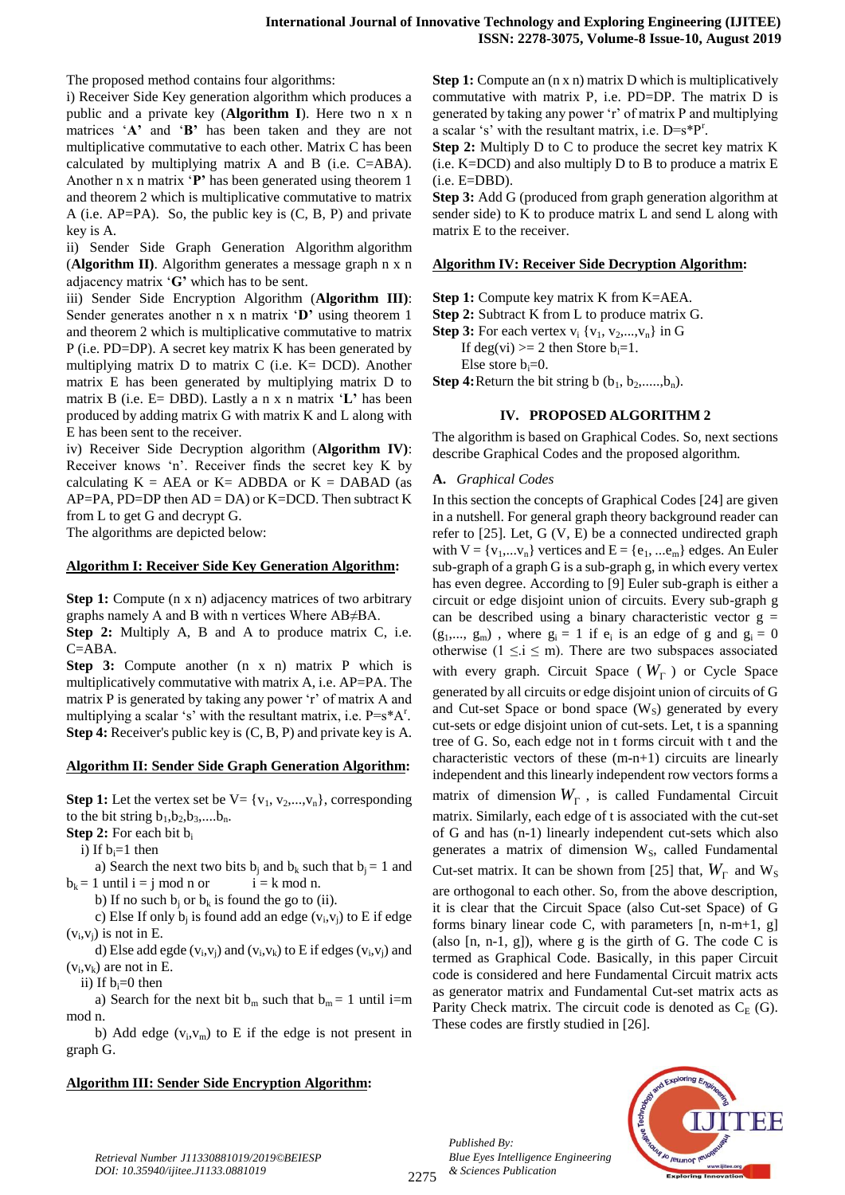The proposed method contains four algorithms:

i) Receiver Side Key generation algorithm which produces a public and a private key (**Algorithm I**). Here two n x n matrices '**A**' and '**B**' has been taken and they are not multiplicative commutative to each other. Matrix C has been calculated by multiplying matrix A and B (i.e. C=ABA). Another n x n matrix '**P**' has been generated using theorem 1 and theorem 2 which is multiplicative commutative to matrix A (i.e. AP=PA). So, the public key is (C, B, P) and private key is A.

ii) Sender Side Graph Generation Algorithm algorithm (**Algorithm II**). Algorithm generates a message graph n x n adjacency matrix '**G**' which has to be sent.

iii) Sender Side Encryption Algorithm (**Algorithm III**): Sender generates another n x n matrix '**D**' using theorem 1 and theorem 2 which is multiplicative commutative to matrix P (i.e. PD=DP). A secret key matrix K has been generated by multiplying matrix D to matrix C (i.e. K= DCD). Another matrix E has been generated by multiplying matrix D to matrix B (i.e. E= DBD). Lastly a n x n matrix '**L**' has been produced by adding matrix G with matrix K and L along with E has been sent to the receiver.

iv) Receiver Side Decryption algorithm (**Algorithm IV**): Receiver knows 'n'. Receiver finds the secret key K by calculating K = AEA or K= ADBDA or K = DABAD (as AP=PA, PD=DP then AD = DA) or K=DCD. Then subtract K from L to get G and decrypt G.

The algorithms are depicted below:

**Algorithm I: Receiver Side Key Generation Algorithm:**

**Step 1:** Compute (n x n) adjacency matrices of two arbitrary graphs namely A and B with n vertices Where AB≠BA.

**Step 2:** Multiply A, B and A to produce matrix C, i.e. C=ABA.

**Step 3:** Compute another (n x n) matrix P which is multiplicatively commutative with matrix A, i.e. AP=PA. The matrix P is generated by taking any power 'r' of matrix A and multiplying a scalar 's' with the resultant matrix, i.e. $P=s*A^r$.

**Step 4:** Receiver's public key is (C, B, P) and private key is A.

**Algorithm II: Sender Side Graph Generation Algorithm:**

**Step 1:** Let the vertex set be V= $\{v_1, v_2,...,v_n\}$, corresponding to the bit string $b_1,b_2,b_3,....b_n$.

**Step 2:** For each bit $b_i$

i) If $b_i$=1 then

a) Search the next two bits $b_j$ and $b_k$ such that $b_j$ = 1 and $b_k$ = 1 until i = j mod n or i = k mod n.

b) If no such $b_j$ or $b_k$ is found the go to (ii).

c) Else If only $b_j$ is found add an edge $(v_i,v_j)$ to E if edge $(v_i,v_j)$ is not in E.

d) Else add egde $(v_i,v_j)$ and $(v_i,v_k)$ to E if edges $(v_i,v_j)$ and $(v_i,v_k)$ are not in E.

ii) If $b_i$=0 then

a) Search for the next bit $b_m$ such that $b_m$ = 1 until i=m mod n.

b) Add edge $(v_i,v_m)$ to E if the edge is not present in graph G.

**Algorithm III: Sender Side Encryption Algorithm:**

**Step 1:** Compute an (n x n) matrix D which is multiplicatively commutative with matrix P, i.e. PD=DP. The matrix D is generated by taking any power 'r' of matrix P and multiplying a scalar 's' with the resultant matrix, i.e. $D=s*P^r$.

**Step 2:** Multiply D to C to produce the secret key matrix K (i.e. K=DCD) and also multiply D to B to produce a matrix E (i.e. E=DBD).

**Step 3:** Add G (produced from graph generation algorithm at sender side) to K to produce matrix L and send L along with matrix E to the receiver.

**Algorithm IV: Receiver Side Decryption Algorithm:**

**Step 1:** Compute key matrix K from K=AEA.

**Step 2:** Subtract K from L to produce matrix G.

**Step 3:** For each vertex $v_i$ $\{v_1, v_2,...,v_n\}$ in G

If deg(vi) >= 2 then Store $b_i$=1.

Else store $b_i$=0.

**Step 4:** Return the bit string b $(b_1, b_2,.....,b_n)$.

## IV. PROPOSED ALGORITHM 2

The algorithm is based on Graphical Codes. So, next sections describe Graphical Codes and the proposed algorithm.

### A. *Graphical Codes*

In this section the concepts of Graphical Codes [24] are given in a nutshell. For general graph theory background reader can refer to [25]. Let, G (V, E) be a connected undirected graph with V = $\{v_1,...v_n\}$ vertices and E = $\{e_1, ...e_m\}$ edges. An Euler sub-graph of a graph G is a sub-graph g, in which every vertex has even degree. According to [9] Euler sub-graph is either a circuit or edge disjoint union of circuits. Every sub-graph g can be described using a binary characteristic vector g = $(g_1,..., g_m)$ , where $g_i$ = 1 if $e_i$ is an edge of g and $g_i$ = 0 otherwise ($1 \leq i \leq m$). There are two subspaces associated with every graph. Circuit Space ($W_\Gamma$) or Cycle Space generated by all circuits or edge disjoint union of circuits of G and Cut-set Space or bond space ($W_S$) generated by every cut-sets or edge disjoint union of cut-sets. Let, t is a spanning tree of G. So, each edge not in t forms circuit with t and the characteristic vectors of these (m-n+1) circuits are linearly independent and this linearly independent row vectors forms a matrix of dimension $W_\Gamma$, is called Fundamental Circuit matrix. Similarly, each edge of t is associated with the cut-set of G and has (n-1) linearly independent cut-sets which also generates a matrix of dimension $W_S$, called Fundamental Cut-set matrix. It can be shown from [25] that, $W_\Gamma$ and $W_S$ are orthogonal to each other. So, from the above description, it is clear that the Circuit Space (also Cut-set Space) of G forms binary linear code C, with parameters [n, n-m+1, g] (also [n, n-1, g]), where g is the girth of G. The code C is termed as Graphical Code. Basically, in this paper Circuit code is considered and here Fundamental Circuit matrix acts as generator matrix and Fundamental Cut-set matrix acts as Parity Check matrix. The circuit code is denoted as $C_E$ (G). These codes are firstly studied in [26].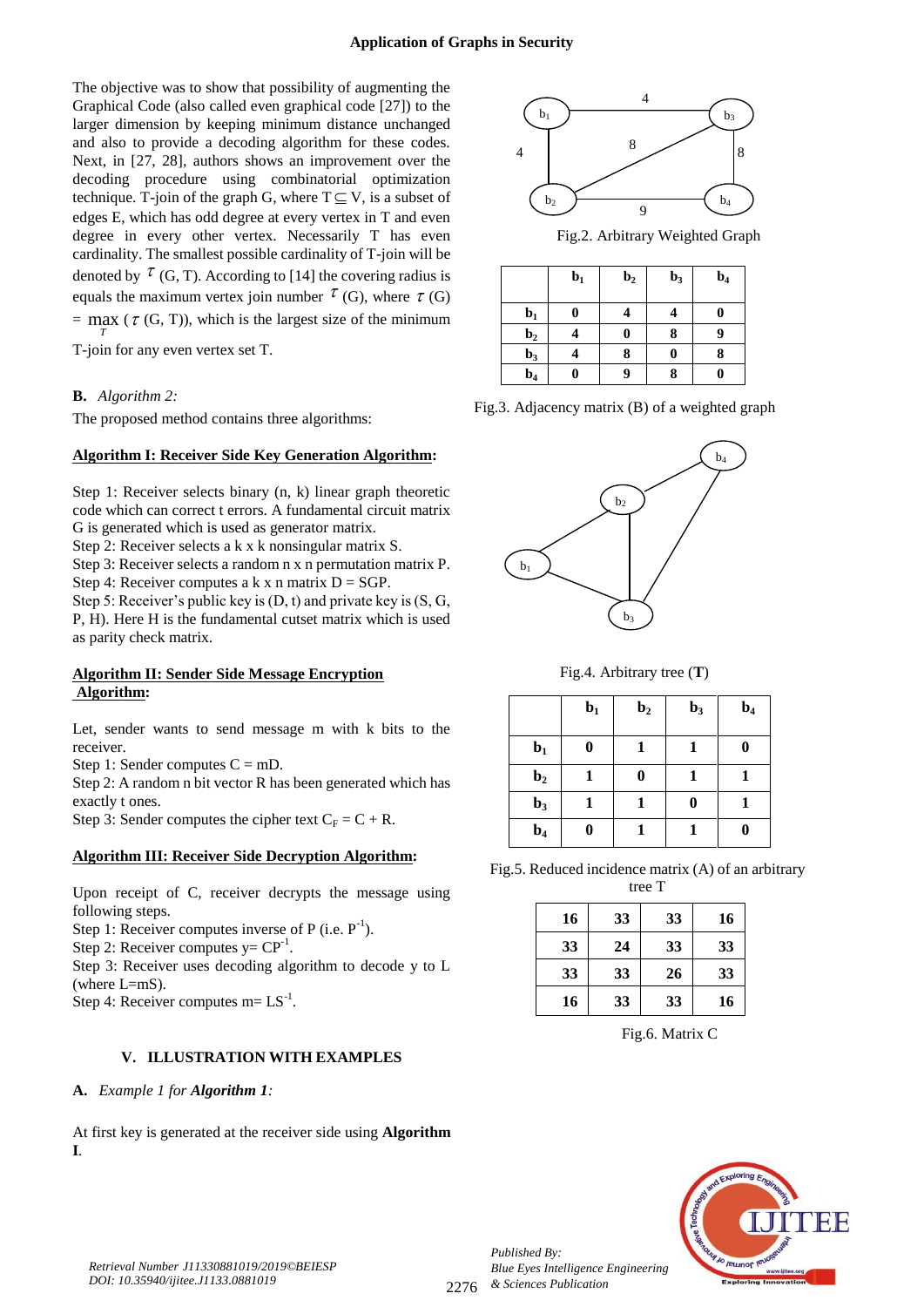The objective was to show that possibility of augmenting the Graphical Code (also called even graphical code [27]) to the larger dimension by keeping minimum distance unchanged and also to provide a decoding algorithm for these codes. Next, in [27, 28], authors shows an improvement over the decoding procedure using combinatorial optimization technique. T-join of the graph G, where $T \subseteq V$, is a subset of edges E, which has odd degree at every vertex in T and even degree in every other vertex. Necessarily T has even cardinality. The smallest possible cardinality of T-join will be denoted by $\tau$ (G, T). According to [14] the covering radius is equals the maximum vertex join number $\tau$ (G), where $\tau$ (G) = $\max_{T}$ ($\tau$ (G, T)), which is the largest size of the minimum T-join for any even vertex set T.

**B.** *Algorithm 2:*

The proposed method contains three algorithms:

**Algorithm I: Receiver Side Key Generation Algorithm:**

Step 1: Receiver selects binary (n, k) linear graph theoretic code which can correct t errors. A fundamental circuit matrix G is generated which is used as generator matrix.
Step 2: Receiver selects a k x k nonsingular matrix S.
Step 3: Receiver selects a random n x n permutation matrix P.
Step 4: Receiver computes a k x n matrix D = SGP.
Step 5: Receiver's public key is (D, t) and private key is (S, G, P, H). Here H is the fundamental cutset matrix which is used as parity check matrix.

**Algorithm II: Sender Side Message Encryption Algorithm:**

Let, sender wants to send message m with k bits to the receiver.
Step 1: Sender computes C = mD.
Step 2: A random n bit vector R has been generated which has exactly t ones.
Step 3: Sender computes the cipher text $C_F = C + R$.

**Algorithm III: Receiver Side Decryption Algorithm:**

Upon receipt of C, receiver decrypts the message using following steps.
Step 1: Receiver computes inverse of P (i.e. $P^{-1}$).
Step 2: Receiver computes $y = CP^{-1}$.
Step 3: Receiver uses decoding algorithm to decode y to L (where L=mS).
Step 4: Receiver computes $m = LS^{-1}$.

## V. ILLUSTRATION WITH EXAMPLES

**A.** *Example 1 for* ***Algorithm 1****:*

At first key is generated at the receiver side using **Algorithm I**.

Fig.2. Arbitrary Weighted Graph

| | $b_1$ | $b_2$ | $b_3$ | $b_4$ |
|---|---|---|---|---|
| $b_1$ | 0 | 4 | 4 | 0 |
| $b_2$ | 4 | 0 | 8 | 9 |
| $b_3$ | 4 | 8 | 0 | 8 |
| $b_4$ | 0 | 9 | 8 | 0 |

Fig.3. Adjacency matrix (B) of a weighted graph

Fig.4. Arbitrary tree (**T**)

| | $b_1$ | $b_2$ | $b_3$ | $b_4$ |
|---|---|---|---|---|
| $b_1$ | 0 | 1 | 1 | 0 |
| $b_2$ | 1 | 0 | 1 | 1 |
| $b_3$ | 1 | 1 | 0 | 1 |
| $b_4$ | 0 | 1 | 1 | 0 |

Fig.5. Reduced incidence matrix (A) of an arbitrary tree T

| | | | |
|---|---|---|---|
| 16 | 33 | 33 | 16 |
| 33 | 24 | 33 | 33 |
| 33 | 33 | 26 | 33 |
| 16 | 33 | 33 | 16 |

Fig.6. Matrix C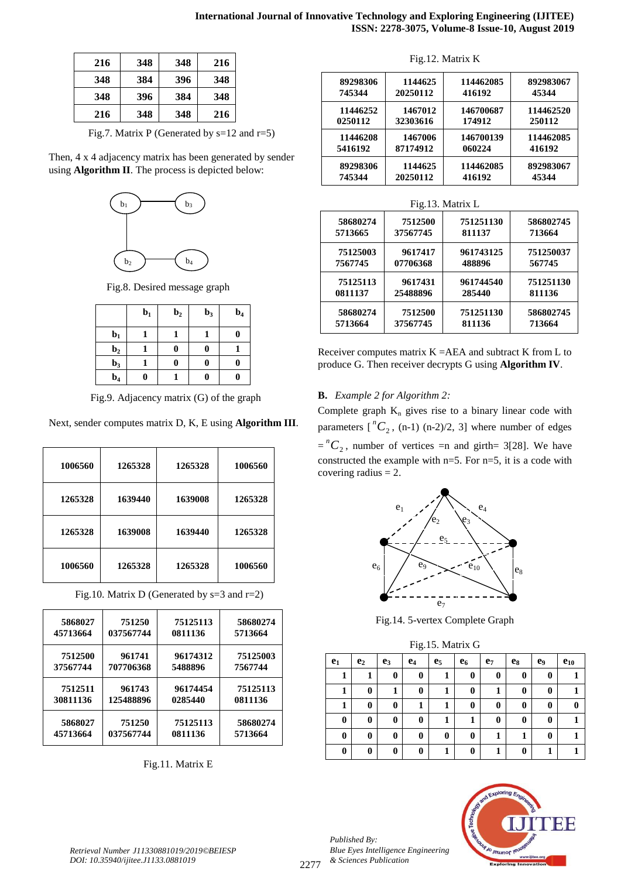| 216 | 348 | 348 | 216 |
|---|---|---|---|
| 348 | 384 | 396 | 348 |
| 348 | 396 | 384 | 348 |
| 216 | 348 | 348 | 216 |

Fig.7. Matrix P (Generated by s=12 and r=5)

Then, 4 x 4 adjacency matrix has been generated by sender using **Algorithm II**. The process is depicted below:

Fig.8. Desired message graph

| | $b_1$ | $b_2$ | $b_3$ | $b_4$ |
|---|---|---|---|---|
| $b_1$ | 1 | 1 | 1 | 0 |
| $b_2$ | 1 | 0 | 0 | 1 |
| $b_3$ | 1 | 0 | 0 | 0 |
| $b_4$ | 0 | 1 | 0 | 0 |

Fig.9. Adjacency matrix (G) of the graph

Next, sender computes matrix D, K, E using **Algorithm III**.

| 1006560 | 1265328 | 1265328 | 1006560 |
|---|---|---|---|
| 1265328 | 1639440 | 1639008 | 1265328 |
| 1265328 | 1639008 | 1639440 | 1265328 |
| 1006560 | 1265328 | 1265328 | 1006560 |

Fig.10. Matrix D (Generated by s=3 and r=2)

| 586802745713664 | 751250037567744 | 751251130811136 | 586802745713664 |
|---|---|---|---|
| 751250037567744 | 961741707706368 | 961743125488896 | 751250037567744 |
| 751251130811136 | 961743125488896 | 961744540285440 | 751251130811136 |
| 586802745713664 | 751250037567744 | 751251130811136 | 586802745713664 |

Fig.11. Matrix E

Fig.12. Matrix K

| 89298306745344 | 114462520250112 | 114462085416192 | 89298306745344 |
|---|---|---|---|
| 114462520250112 | 146701232303616 | 146700687174912 | 114462520250112 |
| 114462085416192 | 146700687174912 | 146700139060224 | 114462085416192 |
| 89298306745344 | 114462520250112 | 114462085416192 | 89298306745344 |

Fig.13. Matrix L

| 586802745713665 | 751250037567745 | 751251130811137 | 586802745713664 |
|---|---|---|---|
| 751250037567745 | 961741707706368 | 961743125488896 | 751250037567745 |
| 751251130811137 | 961743125488896 | 961744540285440 | 751251130811136 |
| 586802745713664 | 751250037567745 | 751251130811136 | 586802745713664 |

Receiver computes matrix K =AEA and subtract K from L to produce G. Then receiver decrypts G using **Algorithm IV**.

**B.** *Example 2 for Algorithm 2:*

Complete graph $K_n$ gives rise to a binary linear code with parameters [ ${}^{n}C_2$, (n-1) (n-2)/2, 3] where number of edges $= {}^{n}C_2$, number of vertices =n and girth= 3[28]. We have constructed the example with n=5. For n=5, it is a code with covering radius = 2.

Fig.14. 5-vertex Complete Graph

Fig.15. Matrix G

| $e_1$ | $e_2$ | $e_3$ | $e_4$ | $e_5$ | $e_6$ | $e_7$ | $e_8$ | $e_9$ | $e_{10}$ |
|---|---|---|---|---|---|---|---|---|---|
| 1 | 1 | 0 | 0 | 1 | 0 | 0 | 0 | 0 | 1 |
| 1 | 0 | 1 | 0 | 1 | 0 | 1 | 0 | 0 | 1 |
| 1 | 0 | 0 | 1 | 1 | 0 | 0 | 0 | 0 | 0 |
| 0 | 0 | 0 | 0 | 1 | 1 | 0 | 0 | 0 | 1 |
| 0 | 0 | 0 | 0 | 0 | 0 | 1 | 1 | 0 | 1 |
| 0 | 0 | 0 | 0 | 1 | 0 | 1 | 0 | 1 | 1 |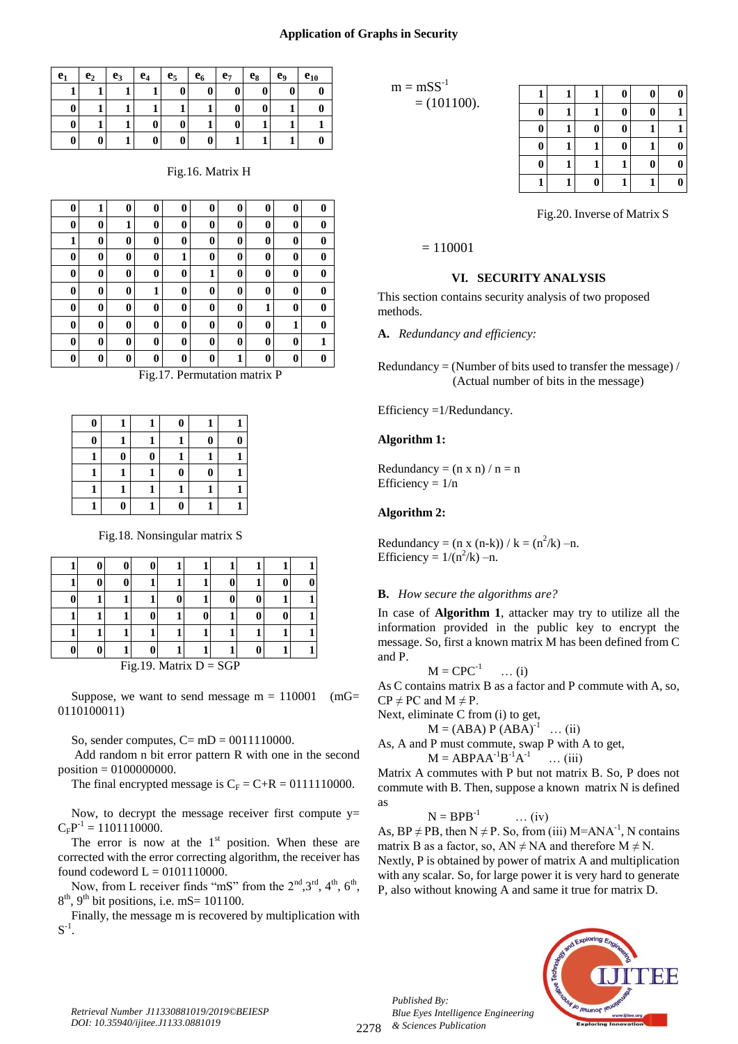| $e_1$ | $e_2$ | $e_3$ | $e_4$ | $e_5$ | $e_6$ | $e_7$ | $e_8$ | $e_9$ | $e_{10}$ |
|---|---|---|---|---|---|---|---|---|---|
| **1** | **1** | **1** | **1** | **0** | **0** | **0** | **0** | **0** | **0** |
| **0** | **1** | **1** | **1** | **1** | **1** | **0** | **0** | **1** | **0** |
| **0** | **1** | **1** | **0** | **0** | **1** | **0** | **1** | **1** | **1** |
| **0** | **0** | **1** | **0** | **0** | **0** | **1** | **1** | **1** | **0** |

Fig.16. Matrix H

| | | | | | | | | | |
|---|---|---|---|---|---|---|---|---|---|
| **0** | **1** | **0** | **0** | **0** | **0** | **0** | **0** | **0** | **0** |
| **0** | **0** | **1** | **0** | **0** | **0** | **0** | **0** | **0** | **0** |
| **1** | **0** | **0** | **0** | **0** | **0** | **0** | **0** | **0** | **0** |
| **0** | **0** | **0** | **0** | **1** | **0** | **0** | **0** | **0** | **0** |
| **0** | **0** | **0** | **0** | **0** | **1** | **0** | **0** | **0** | **0** |
| **0** | **0** | **0** | **1** | **0** | **0** | **0** | **0** | **0** | **0** |
| **0** | **0** | **0** | **0** | **0** | **0** | **0** | **1** | **0** | **0** |
| **0** | **0** | **0** | **0** | **0** | **0** | **0** | **0** | **1** | **0** |
| **0** | **0** | **0** | **0** | **0** | **0** | **0** | **0** | **0** | **1** |
| **0** | **0** | **0** | **0** | **0** | **0** | **1** | **0** | **0** | **0** |

Fig.17. Permutation matrix P

| | | | | | |
|---|---|---|---|---|---|
| **0** | **1** | **1** | **0** | **1** | **1** |
| **0** | **1** | **1** | **1** | **0** | **0** |
| **1** | **0** | **0** | **1** | **1** | **1** |
| **1** | **1** | **1** | **0** | **0** | **1** |
| **1** | **1** | **1** | **1** | **1** | **1** |
| **1** | **0** | **1** | **0** | **1** | **1** |

Fig.18. Nonsingular matrix S

| | | | | | | | | | |
|---|---|---|---|---|---|---|---|---|---|
| **1** | **0** | **0** | **0** | **1** | **1** | **1** | **1** | **1** | **1** |
| **1** | **0** | **0** | **1** | **1** | **1** | **0** | **1** | **0** | **0** |
| **0** | **1** | **1** | **1** | **0** | **1** | **0** | **0** | **1** | **1** |
| **1** | **1** | **1** | **0** | **1** | **0** | **1** | **0** | **0** | **1** |
| **1** | **1** | **1** | **1** | **1** | **1** | **1** | **1** | **1** | **1** |
| **0** | **0** | **1** | **0** | **1** | **1** | **1** | **0** | **1** | **1** |

Fig.19. Matrix D = SGP

Suppose, we want to send message m = 110001 (mG= 0110100011)

So, sender computes, C= mD = 0011110000.

Add random n bit error pattern R with one in the second position = 0100000000.

The final encrypted message is $C_F$ = C+R = 0111110000.

Now, to decrypt the message receiver first compute y= $C_FP^{-1}$ = 1101110000.

The error is now at the 1st position. When these are corrected with the error correcting algorithm, the receiver has found codeword L = 0101110000.

Now, from L receiver finds "mS" from the 2nd, 3rd, 4th, 6th, 8th, 9th bit positions, i.e. mS= 101100.

Finally, the message m is recovered by multiplication with $S^{-1}$.

m = $mSS^{-1}$
= (101100).

| | | | | | |
|---|---|---|---|---|---|
| **1** | **1** | **1** | **0** | **0** | **0** |
| **0** | **1** | **1** | **0** | **0** | **1** |
| **0** | **1** | **0** | **0** | **1** | **1** |
| **0** | **1** | **1** | **0** | **1** | **0** |
| **0** | **1** | **1** | **1** | **0** | **0** |
| **1** | **1** | **0** | **1** | **1** | **0** |

Fig.20. Inverse of Matrix S

= 110001

## VI. SECURITY ANALYSIS

This section contains security analysis of two proposed methods.

### A. *Redundancy and efficiency:*

Redundancy = (Number of bits used to transfer the message) / (Actual number of bits in the message)

Efficiency =1/Redundancy.

**Algorithm 1:**

Redundancy = (n x n) / n = n
Efficiency = 1/n

**Algorithm 2:**

Redundancy = (n x (n-k)) / k = $(n^2/k)$ –n.
Efficiency = 1/$(n^2/k)$ –n.

### B. *How secure the algorithms are?*

In case of **Algorithm 1**, attacker may try to utilize all the information provided in the public key to encrypt the message. So, first a known matrix M has been defined from C and P.

$$M = CPC^{-1} \quad \ldots (i)$$

As C contains matrix B as a factor and P commute with A, so, CP ≠ PC and M ≠ P.

Next, eliminate C from (i) to get,

$$M = (ABA)\, P\, (ABA)^{-1} \quad \ldots (ii)$$

As, A and P must commute, swap P with A to get,

$$M = ABPAA^{-1}B^{-1}A^{-1} \quad \ldots (iii)$$

Matrix A commutes with P but not matrix B. So, P does not commute with B. Then, suppose a known matrix N is defined as

$$N = BPB^{-1} \quad \ldots (iv)$$

As, BP ≠ PB, then N ≠ P. So, from (iii) M=$ANA^{-1}$, N contains matrix B as a factor, so, AN ≠ NA and therefore M ≠ N.

Nextly, P is obtained by power of matrix A and multiplication with any scalar. So, for large power it is very hard to generate P, also without knowing A and same it true for matrix D.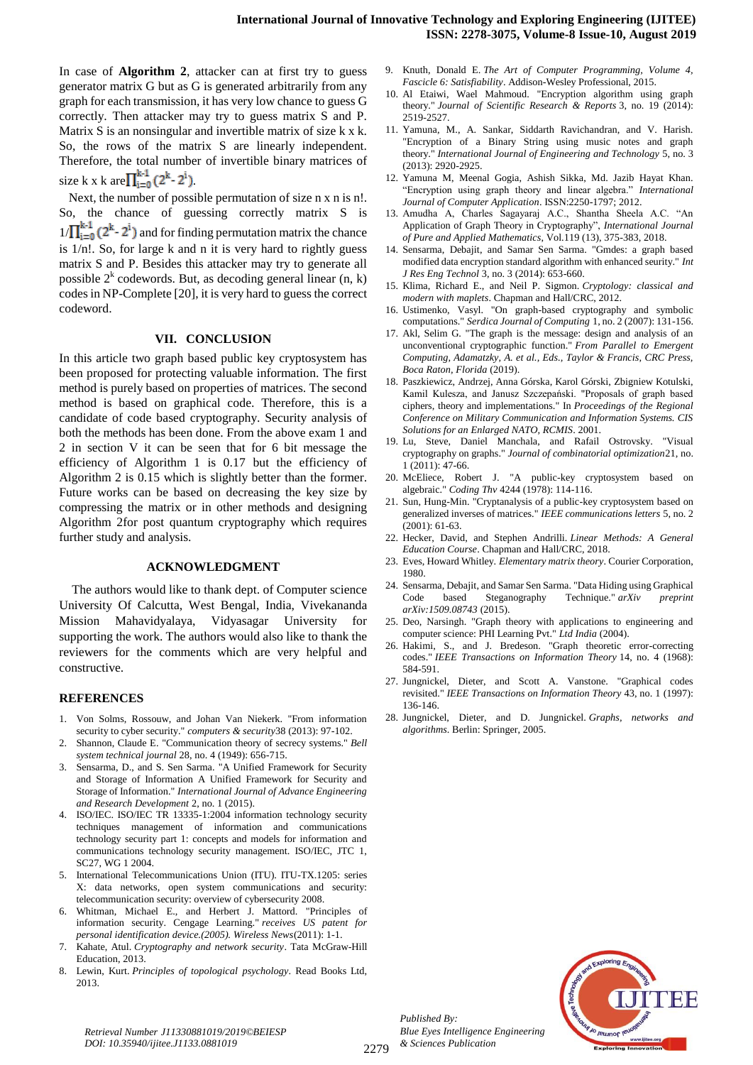In case of **Algorithm 2**, attacker can at first try to guess generator matrix G but as G is generated arbitrarily from any graph for each transmission, it has very low chance to guess G correctly. Then attacker may try to guess matrix S and P. Matrix S is an nonsingular and invertible matrix of size k x k. So, the rows of the matrix S are linearly independent. Therefore, the total number of invertible binary matrices of size k x k are $\prod_{i=0}^{k-1}(2^k - 2^i)$.

Next, the number of possible permutation of size n x n is n!. So, the chance of guessing correctly matrix S is $1/\prod_{i=0}^{k-1}(2^k - 2^i)$ and for finding permutation matrix the chance is 1/n!. So, for large k and n it is very hard to rightly guess matrix S and P. Besides this attacker may try to generate all possible $2^k$ codewords. But, as decoding general linear (n, k) codes in NP-Complete [20], it is very hard to guess the correct codeword.

## VII. CONCLUSION

In this article two graph based public key cryptosystem has been proposed for protecting valuable information. The first method is purely based on properties of matrices. The second method is based on graphical code. Therefore, this is a candidate of code based cryptography. Security analysis of both the methods has been done. From the above exam 1 and 2 in section V it can be seen that for 6 bit message the efficiency of Algorithm 1 is 0.17 but the efficiency of Algorithm 2 is 0.15 which is slightly better than the former. Future works can be based on decreasing the key size by compressing the matrix or in other methods and designing Algorithm 2for post quantum cryptography which requires further study and analysis.

## ACKNOWLEDGMENT

The authors would like to thank dept. of Computer science University Of Calcutta, West Bengal, India, Vivekananda Mission Mahavidyalaya, Vidyasagar University for supporting the work. The authors would also like to thank the reviewers for the comments which are very helpful and constructive.

## REFERENCES

1. Von Solms, Rossouw, and Johan Van Niekerk. "From information security to cyber security." *computers & security*38 (2013): 97-102.
2. Shannon, Claude E. "Communication theory of secrecy systems." *Bell system technical journal* 28, no. 4 (1949): 656-715.
3. Sensarma, D., and S. Sen Sarma. "A Unified Framework for Security and Storage of Information A Unified Framework for Security and Storage of Information." *International Journal of Advance Engineering and Research Development* 2, no. 1 (2015).
4. ISO/IEC. ISO/IEC TR 13335-1:2004 information technology security techniques management of information and communications technology security part 1: concepts and models for information and communications technology security management. ISO/IEC, JTC 1, SC27, WG 1 2004.
5. International Telecommunications Union (ITU). ITU-TX.1205: series X: data networks, open system communications and security: telecommunication security: overview of cybersecurity 2008.
6. Whitman, Michael E., and Herbert J. Mattord. "Principles of information security. Cengage Learning." *receives US patent for personal identification device.(2005). Wireless News*(2011): 1-1.
7. Kahate, Atul. *Cryptography and network security*. Tata McGraw-Hill Education, 2013.
8. Lewin, Kurt. *Principles of topological psychology*. Read Books Ltd, 2013.
9. Knuth, Donald E. *The Art of Computer Programming, Volume 4, Fascicle 6: Satisfiability*. Addison-Wesley Professional, 2015.
10. Al Etaiwi, Wael Mahmoud. "Encryption algorithm using graph theory." *Journal of Scientific Research & Reports* 3, no. 19 (2014): 2519-2527.
11. Yamuna, M., A. Sankar, Siddarth Ravichandran, and V. Harish. "Encryption of a Binary String using music notes and graph theory." *International Journal of Engineering and Technology* 5, no. 3 (2013): 2920-2925.
12. Yamuna M, Meenal Gogia, Ashish Sikka, Md. Jazib Hayat Khan. "Encryption using graph theory and linear algebra." *International Journal of Computer Application*. ISSN:2250-1797; 2012.
13. Amudha A, Charles Sagayaraj A.C., Shantha Sheela A.C. "An Application of Graph Theory in Cryptography", *International Journal of Pure and Applied Mathematics*, Vol.119 (13), 375-383, 2018.
14. Sensarma, Debajit, and Samar Sen Sarma. "Gmdes: a graph based modified data encryption standard algorithm with enhanced security." *Int J Res Eng Technol* 3, no. 3 (2014): 653-660.
15. Klima, Richard E., and Neil P. Sigmon. *Cryptology: classical and modern with maplets*. Chapman and Hall/CRC, 2012.
16. Ustimenko, Vasyl. "On graph-based cryptography and symbolic computations." *Serdica Journal of Computing* 1, no. 2 (2007): 131-156.
17. Akl, Selim G. "The graph is the message: design and analysis of an unconventional cryptographic function." *From Parallel to Emergent Computing, Adamatzky, A. et al., Eds., Taylor & Francis, CRC Press, Boca Raton, Florida* (2019).
18. Paszkiewicz, Andrzej, Anna Górska, Karol Górski, Zbigniew Kotulski, Kamil Kulesza, and Janusz Szczepański. "Proposals of graph based ciphers, theory and implementations." In *Proceedings of the Regional Conference on Military Communication and Information Systems. CIS Solutions for an Enlarged NATO, RCMIS*. 2001.
19. Lu, Steve, Daniel Manchala, and Rafail Ostrovsky. "Visual cryptography on graphs." *Journal of combinatorial optimization*21, no. 1 (2011): 47-66.
20. McEliece, Robert J. "A public-key cryptosystem based on algebraic." *Coding Thv* 4244 (1978): 114-116.
21. Sun, Hung-Min. "Cryptanalysis of a public-key cryptosystem based on generalized inverses of matrices." *IEEE communications letters* 5, no. 2 (2001): 61-63.
22. Hecker, David, and Stephen Andrilli. *Linear Methods: A General Education Course*. Chapman and Hall/CRC, 2018.
23. Eves, Howard Whitley. *Elementary matrix theory*. Courier Corporation, 1980.
24. Sensarma, Debajit, and Samar Sen Sarma. "Data Hiding using Graphical Code based Steganography Technique." *arXiv preprint arXiv:1509.08743* (2015).
25. Deo, Narsingh. "Graph theory with applications to engineering and computer science: PHI Learning Pvt." *Ltd India* (2004).
26. Hakimi, S., and J. Bredeson. "Graph theoretic error-correcting codes." *IEEE Transactions on Information Theory* 14, no. 4 (1968): 584-591.
27. Jungnickel, Dieter, and Scott A. Vanstone. "Graphical codes revisited." *IEEE Transactions on Information Theory* 43, no. 1 (1997): 136-146.
28. Jungnickel, Dieter, and D. Jungnickel. *Graphs, networks and algorithms*. Berlin: Springer, 2005.